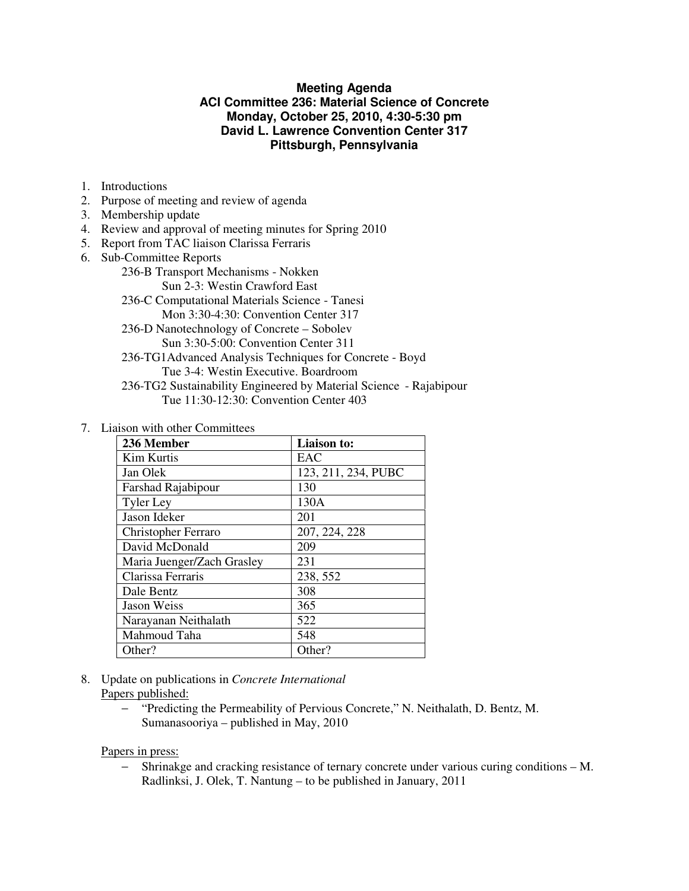**Meeting Agenda**
**ACI Committee 236: Material Science of Concrete**
**Monday, October 25, 2010, 4:30-5:30 pm**
**David L. Lawrence Convention Center 317**
**Pittsburgh, Pennsylvania**

1. Introductions
2. Purpose of meeting and review of agenda
3. Membership update
4. Review and approval of meeting minutes for Spring 2010
5. Report from TAC liaison Clarissa Ferraris
6. Sub-Committee Reports
   - 236-B Transport Mechanisms - Nokken
     - Sun 2-3: Westin Crawford East
   - 236-C Computational Materials Science - Tanesi
     - Mon 3:30-4:30: Convention Center 317
   - 236-D Nanotechnology of Concrete – Sobolev
     - Sun 3:30-5:00: Convention Center 311
   - 236-TG1Advanced Analysis Techniques for Concrete - Boyd
     - Tue 3-4: Westin Executive. Boardroom
   - 236-TG2 Sustainability Engineered by Material Science - Rajabipour
     - Tue 11:30-12:30: Convention Center 403
7. Liaison with other Committees

| 236 Member | Liaison to: |
|---|---|
| Kim Kurtis | EAC |
| Jan Olek | 123, 211, 234, PUBC |
| Farshad Rajabipour | 130 |
| Tyler Ley | 130A |
| Jason Ideker | 201 |
| Christopher Ferraro | 207, 224, 228 |
| David McDonald | 209 |
| Maria Juenger/Zach Grasley | 231 |
| Clarissa Ferraris | 238, 552 |
| Dale Bentz | 308 |
| Jason Weiss | 365 |
| Narayanan Neithalath | 522 |
| Mahmoud Taha | 548 |
| Other? | Other? |

8. Update on publications in *Concrete International*

   Papers published:
   - "Predicting the Permeability of Pervious Concrete," N. Neithalath, D. Bentz, M. Sumanasooriya – published in May, 2010

   Papers in press:
   - Shrinakge and cracking resistance of ternary concrete under various curing conditions – M. Radlinksi, J. Olek, T. Nantung – to be published in January, 2011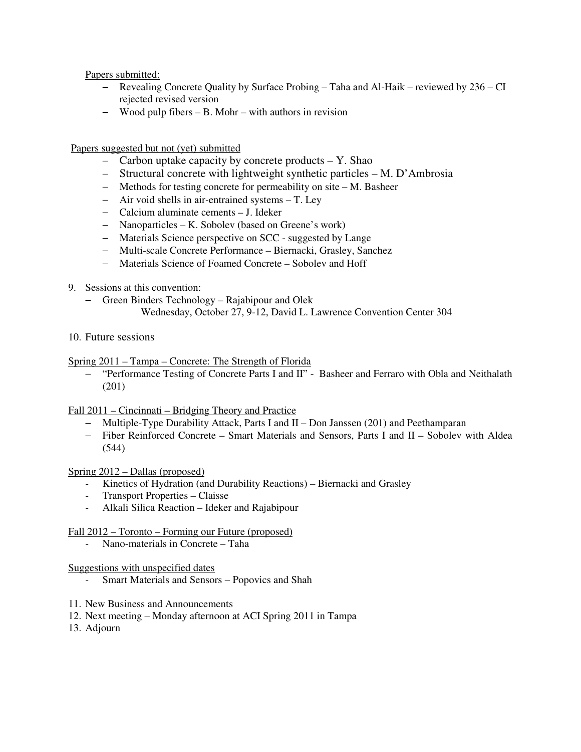Papers submitted:

- Revealing Concrete Quality by Surface Probing – Taha and Al-Haik – reviewed by 236 – CI rejected revised version
- Wood pulp fibers – B. Mohr – with authors in revision

Papers suggested but not (yet) submitted

- Carbon uptake capacity by concrete products – Y. Shao
- Structural concrete with lightweight synthetic particles – M. D'Ambrosia
- Methods for testing concrete for permeability on site – M. Basheer
- Air void shells in air-entrained systems – T. Ley
- Calcium aluminate cements – J. Ideker
- Nanoparticles – K. Sobolev (based on Greene's work)
- Materials Science perspective on SCC - suggested by Lange
- Multi-scale Concrete Performance – Biernacki, Grasley, Sanchez
- Materials Science of Foamed Concrete – Sobolev and Hoff

9. Sessions at this convention:
   - Green Binders Technology – Rajabipour and Olek
     Wednesday, October 27, 9-12, David L. Lawrence Convention Center 304

10. Future sessions

Spring 2011 – Tampa – Concrete: The Strength of Florida

- "Performance Testing of Concrete Parts I and II" - Basheer and Ferraro with Obla and Neithalath (201)

Fall 2011 – Cincinnati – Bridging Theory and Practice

- Multiple-Type Durability Attack, Parts I and II – Don Janssen (201) and Peethamparan
- Fiber Reinforced Concrete – Smart Materials and Sensors, Parts I and II – Sobolev with Aldea (544)

Spring 2012 – Dallas (proposed)

- Kinetics of Hydration (and Durability Reactions) – Biernacki and Grasley
- Transport Properties – Claisse
- Alkali Silica Reaction – Ideker and Rajabipour

Fall 2012 – Toronto – Forming our Future (proposed)

- Nano-materials in Concrete – Taha

Suggestions with unspecified dates

- Smart Materials and Sensors – Popovics and Shah

11. New Business and Announcements
12. Next meeting – Monday afternoon at ACI Spring 2011 in Tampa
13. Adjourn